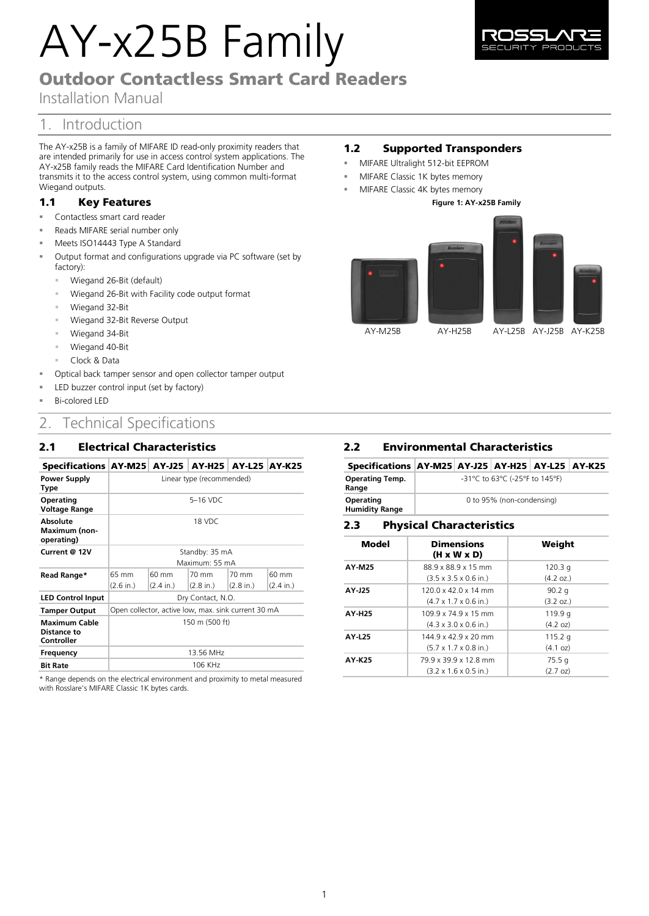# AY-x25B Family

## Outdoor Contactless Smart Card Readers

Installation Manual

## 1. Introduction

The AY-x25B is a family of MIFARE ID read-only proximity readers that are intended primarily for use in access control system applications. The AY-x25B family reads the MIFARE Card Identification Number and transmits it to the access control system, using common multi-format Wiegand outputs.

### 1.1 Key Features

- Contactless smart card reader
- Reads MIFARE serial number only
- Meets ISO14443 Type A Standard
- Output format and configurations upgrade via PC software (set by factory):
  - Wiegand 26-Bit (default)
  - Wiegand 26-Bit with Facility code output format
  - Wiegand 32-Bit
  - Wiegand 32-Bit Reverse Output
  - Wiegand 34-Bit
  - Wiegand 40-Bit
  - Clock & Data
- Optical back tamper sensor and open collector tamper output
- LED buzzer control input (set by factory)
- Bi-colored LED

### 1.2 Supported Transponders

- MIFARE Ultralight 512-bit EEPROM
- MIFARE Classic 1K bytes memory
- MIFARE Classic 4K bytes memory

**Figure 1: AY-x25B Family**

AY-M25B AY-H25B AY-L25B AY-J25B AY-K25B

## 2. Technical Specifications

### 2.1 Electrical Characteristics

| Specifications | AY-M25 | AY-J25 | AY-H25 | AY-L25 | AY-K25 |
|---|---|---|---|---|---|
| **Power Supply Type** | Linear type (recommended) | | | | |
| **Operating Voltage Range** | 5–16 VDC | | | | |
| **Absolute Maximum (non-operating)** | 18 VDC | | | | |
| **Current @ 12V** | Standby: 35 mA<br>Maximum: 55 mA | | | | |
| **Read Range*** | 65 mm (2.6 in.) | 60 mm (2.4 in.) | 70 mm (2.8 in.) | 70 mm (2.8 in.) | 60 mm (2.4 in.) |
| **LED Control Input** | Dry Contact, N.O. | | | | |
| **Tamper Output** | Open collector, active low, max. sink current 30 mA | | | | |
| **Maximum Cable Distance to Controller** | 150 m (500 ft) | | | | |
| **Frequency** | 13.56 MHz | | | | |
| **Bit Rate** | 106 KHz | | | | |

* Range depends on the electrical environment and proximity to metal measured with Rosslare's MIFARE Classic 1K bytes cards.

### 2.2 Environmental Characteristics

| Specifications | AY-M25 | AY-J25 | AY-H25 | AY-L25 | AY-K25 |
|---|---|---|---|---|---|
| **Operating Temp. Range** | -31°C to 63°C (-25°F to 145°F) | | | | |
| **Operating Humidity Range** | 0 to 95% (non-condensing) | | | | |

### 2.3 Physical Characteristics

| Model | Dimensions (H x W x D) | Weight |
|---|---|---|
| **AY-M25** | 88.9 x 88.9 x 15 mm<br>(3.5 x 3.5 x 0.6 in.) | 120.3 g<br>(4.2 oz.) |
| **AY-J25** | 120.0 x 42.0 x 14 mm<br>(4.7 x 1.7 x 0.6 in.) | 90.2 g<br>(3.2 oz.) |
| **AY-H25** | 109.9 x 74.9 x 15 mm<br>(4.3 x 3.0 x 0.6 in.) | 119.9 g<br>(4.2 oz) |
| **AY-L25** | 144.9 x 42.9 x 20 mm<br>(5.7 x 1.7 x 0.8 in.) | 115.2 g<br>(4.1 oz) |
| **AY-K25** | 79.9 x 39.9 x 12.8 mm<br>(3.2 x 1.6 x 0.5 in.) | 75.5 g<br>(2.7 oz) |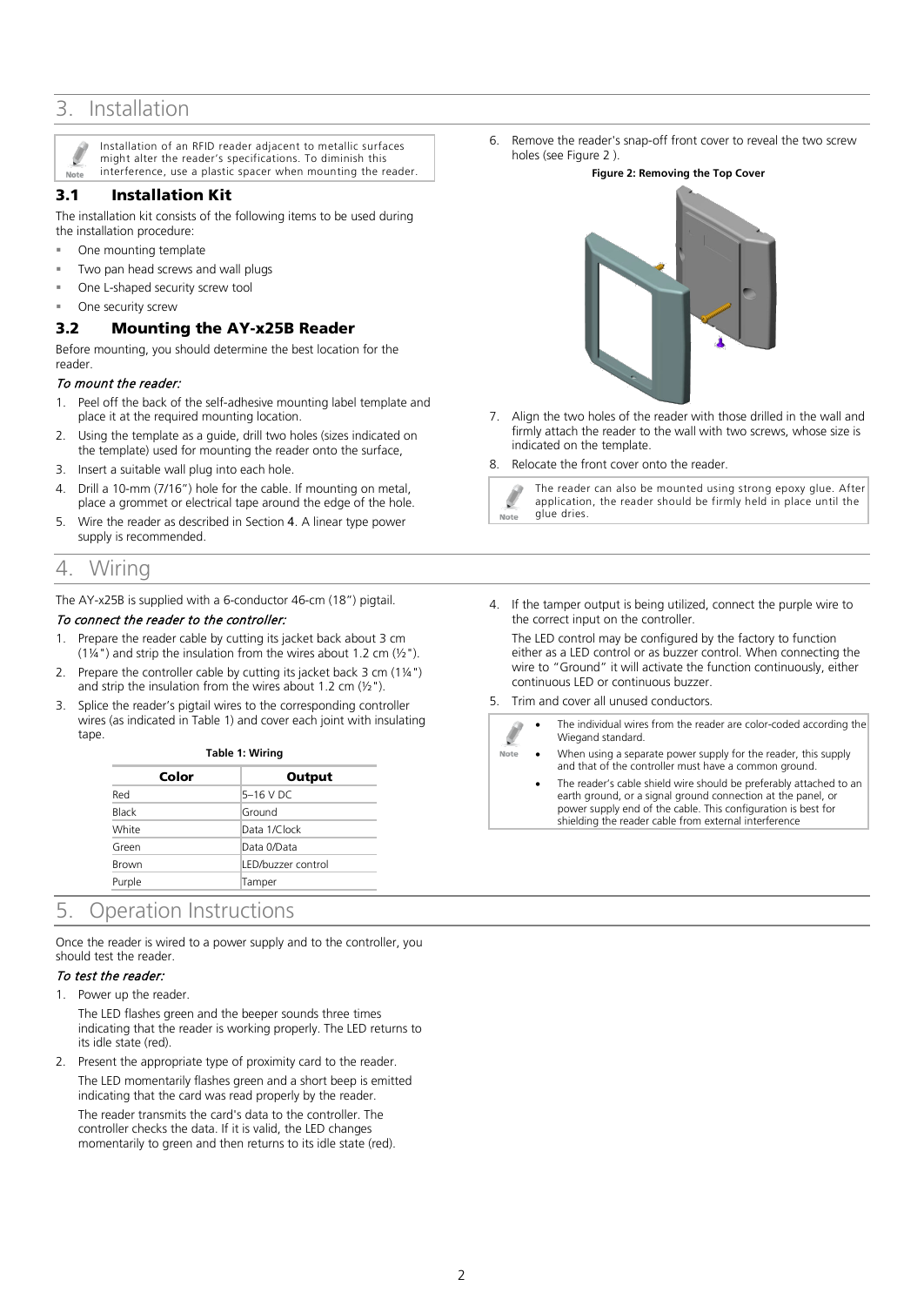# 3. Installation

> **Note:** Installation of an RFID reader adjacent to metallic surfaces might alter the reader's specifications. To diminish this interference, use a plastic spacer when mounting the reader.

## 3.1 Installation Kit

The installation kit consists of the following items to be used during the installation procedure:

- One mounting template
- Two pan head screws and wall plugs
- One L-shaped security screw tool
- One security screw

## 3.2 Mounting the AY-x25B Reader

Before mounting, you should determine the best location for the reader.

*To mount the reader:*

1. Peel off the back of the self-adhesive mounting label template and place it at the required mounting location.
2. Using the template as a guide, drill two holes (sizes indicated on the template) used for mounting the reader onto the surface,
3. Insert a suitable wall plug into each hole.
4. Drill a 10-mm (7/16") hole for the cable. If mounting on metal, place a grommet or electrical tape around the edge of the hole.
5. Wire the reader as described in Section **4**. A linear type power supply is recommended.
6. Remove the reader's snap-off front cover to reveal the two screw holes (see Figure 2 ).

**Figure 2: Removing the Top Cover**

7. Align the two holes of the reader with those drilled in the wall and firmly attach the reader to the wall with two screws, whose size is indicated on the template.
8. Relocate the front cover onto the reader.

> **Note:** The reader can also be mounted using strong epoxy glue. After application, the reader should be firmly held in place until the glue dries.

# 4. Wiring

The AY-x25B is supplied with a 6-conductor 46-cm (18") pigtail.

*To connect the reader to the controller:*

1. Prepare the reader cable by cutting its jacket back about 3 cm (1¼") and strip the insulation from the wires about 1.2 cm (½").
2. Prepare the controller cable by cutting its jacket back 3 cm (1¼") and strip the insulation from the wires about 1.2 cm (½").
3. Splice the reader's pigtail wires to the corresponding controller wires (as indicated in Table 1) and cover each joint with insulating tape.

**Table 1: Wiring**

| Color | Output |
|---|---|
| Red | 5–16 V DC |
| Black | Ground |
| White | Data 1/Clock |
| Green | Data 0/Data |
| Brown | LED/buzzer control |
| Purple | Tamper |

4. If the tamper output is being utilized, connect the purple wire to the correct input on the controller.

   The LED control may be configured by the factory to function either as a LED control or as buzzer control. When connecting the wire to "Ground" it will activate the function continuously, either continuous LED or continuous buzzer.
5. Trim and cover all unused conductors.

> **Note:**
> - The individual wires from the reader are color-coded according the Wiegand standard.
> - When using a separate power supply for the reader, this supply and that of the controller must have a common ground.
> - The reader's cable shield wire should be preferably attached to an earth ground, or a signal ground connection at the panel, or power supply end of the cable. This configuration is best for shielding the reader cable from external interference

# 5. Operation Instructions

Once the reader is wired to a power supply and to the controller, you should test the reader.

*To test the reader:*

1. Power up the reader.

   The LED flashes green and the beeper sounds three times indicating that the reader is working properly. The LED returns to its idle state (red).
2. Present the appropriate type of proximity card to the reader.

   The LED momentarily flashes green and a short beep is emitted indicating that the card was read properly by the reader.

   The reader transmits the card's data to the controller. The controller checks the data. If it is valid, the LED changes momentarily to green and then returns to its idle state (red).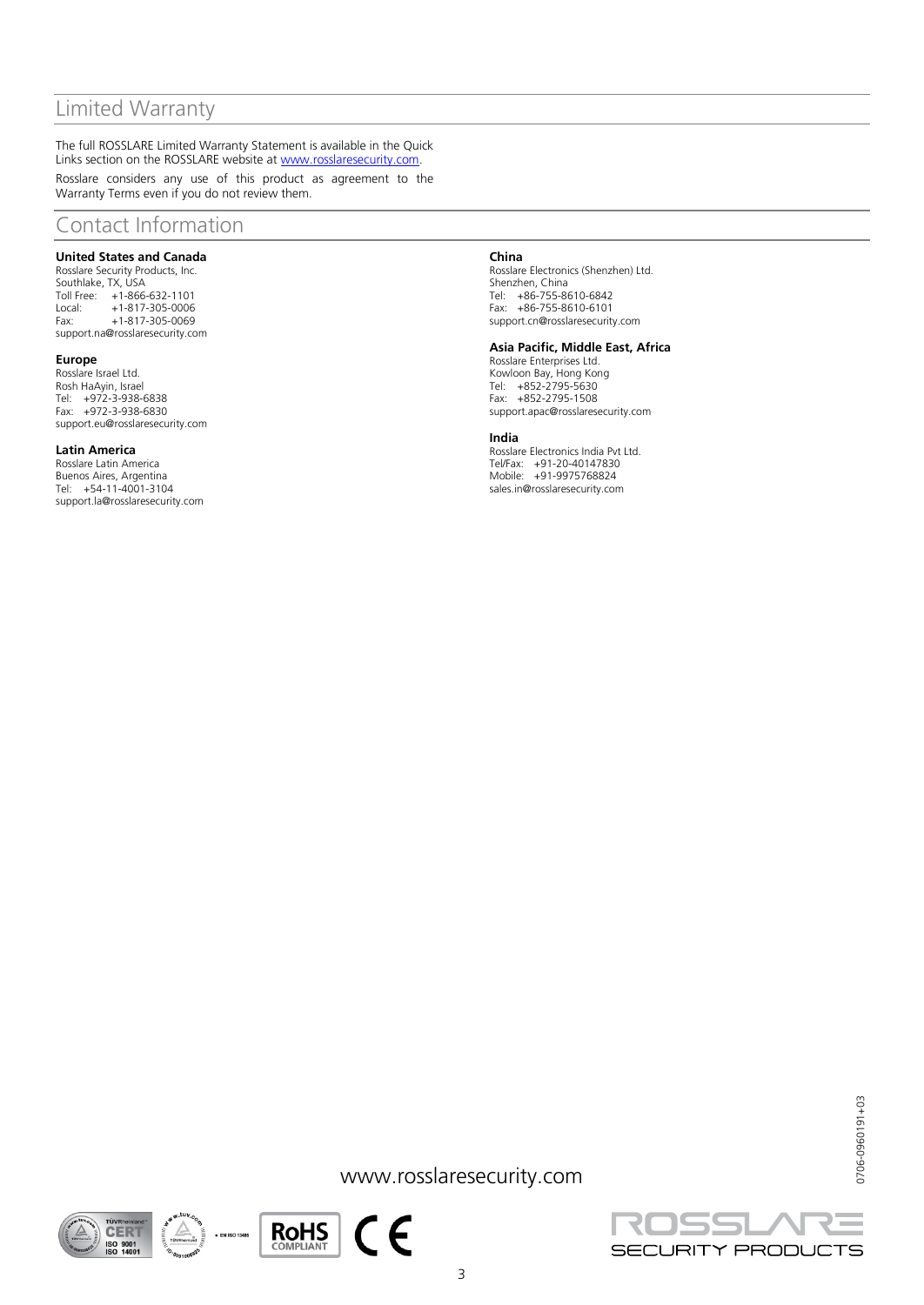## Limited Warranty

The full ROSSLARE Limited Warranty Statement is available in the Quick Links section on the ROSSLARE website at www.rosslaresecurity.com.

Rosslare considers any use of this product as agreement to the Warranty Terms even if you do not review them.

## Contact Information

**United States and Canada**
Rosslare Security Products, Inc.
Southlake, TX, USA
Toll Free: +1-866-632-1101
Local: +1-817-305-0006
Fax: +1-817-305-0069
support.na@rosslaresecurity.com

**Europe**
Rosslare Israel Ltd.
Rosh HaAyin, Israel
Tel: +972-3-938-6838
Fax: +972-3-938-6830
support.eu@rosslaresecurity.com

**Latin America**
Rosslare Latin America
Buenos Aires, Argentina
Tel: +54-11-4001-3104
support.la@rosslaresecurity.com

**China**
Rosslare Electronics (Shenzhen) Ltd.
Shenzhen, China
Tel: +86-755-8610-6842
Fax: +86-755-8610-6101
support.cn@rosslaresecurity.com

**Asia Pacific, Middle East, Africa**
Rosslare Enterprises Ltd.
Kowloon Bay, Hong Kong
Tel: +852-2795-5630
Fax: +852-2795-1508
support.apac@rosslaresecurity.com

**India**
Rosslare Electronics India Pvt Ltd.
Tel/Fax: +91-20-40147830
Mobile: +91-9975768824
sales.in@rosslaresecurity.com

www.rosslaresecurity.com

0706-0960191+03